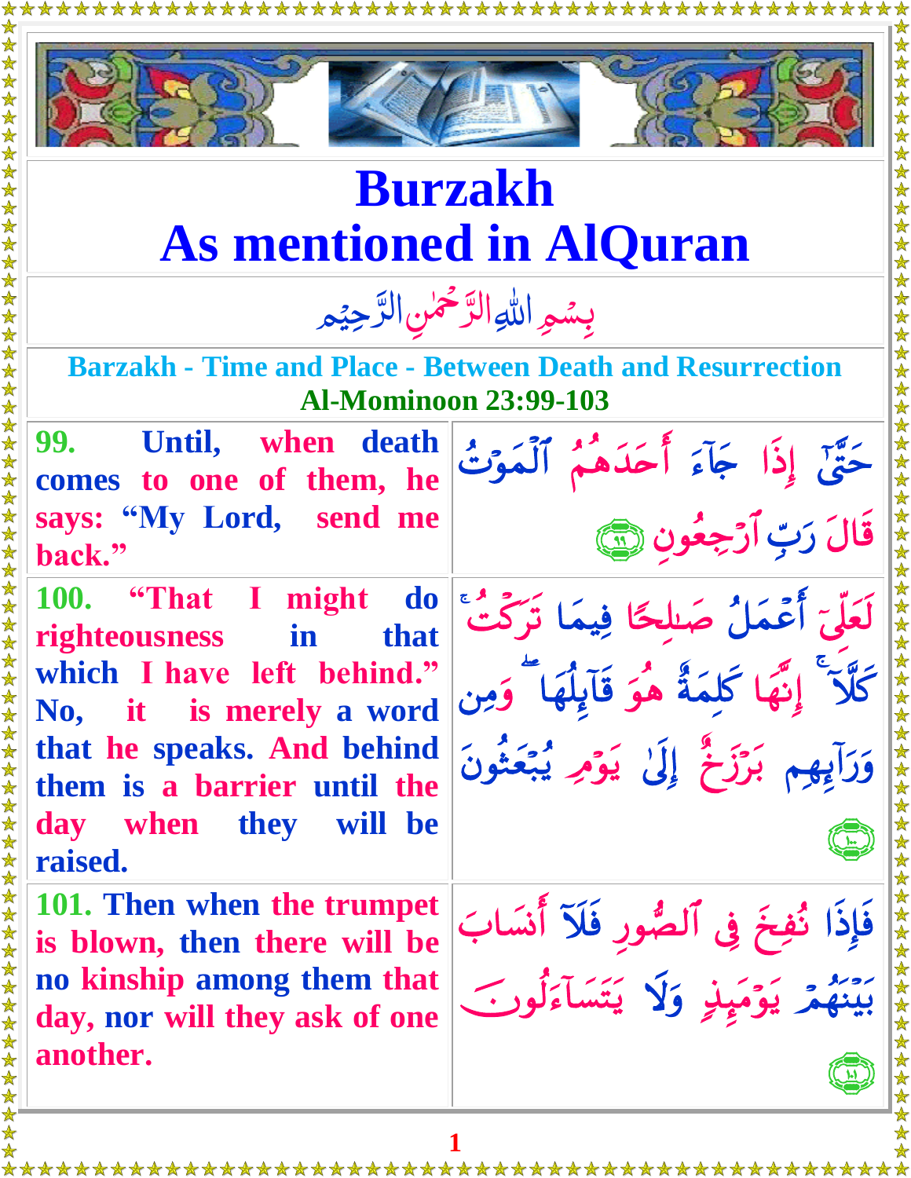# Burzakh
# As mentioned in AlQuran

بِسۡمِ اللّٰهِ الرَّحۡمٰنِ الرَّحِيۡمِ

### Barzakh - Time and Place - Between Death and Resurrection
**Al-Mominoon 23:99-103**

| | |
|---|---|
| **99. Until, when death comes to one of them, he says: "My Lord, send me back."** | حَتَّىٰٓ إِذَا جَآءَ أَحَدَهُمُ ٱلۡمَوۡتُ قَالَ رَبِّ ٱرۡجِعُونِ ﴿٩٩﴾ |
| **100. "That I might do righteousness in that which I have left behind." No, it is merely a word that he speaks. And behind them is a barrier until the day when they will be raised.** | لَعَلِّيٓ أَعۡمَلُ صَٰلِحٗا فِيمَا تَرَكۡتُۚ كَلَّآۚ إِنَّهَا كَلِمَةٌ هُوَ قَآئِلُهَاۖ وَمِن وَرَآئِهِم بَرۡزَخٌ إِلَىٰ يَوۡمِ يُبۡعَثُونَ ﴿١٠٠﴾ |
| **101. Then when the trumpet is blown, then there will be no kinship among them that day, nor will they ask of one another.** | فَإِذَا نُفِخَ فِي ٱلصُّورِ فَلَآ أَنسَابَ بَيۡنَهُمۡ يَوۡمَئِذٖ وَلَا يَتَسَآءَلُونَ ﴿١٠١﴾ |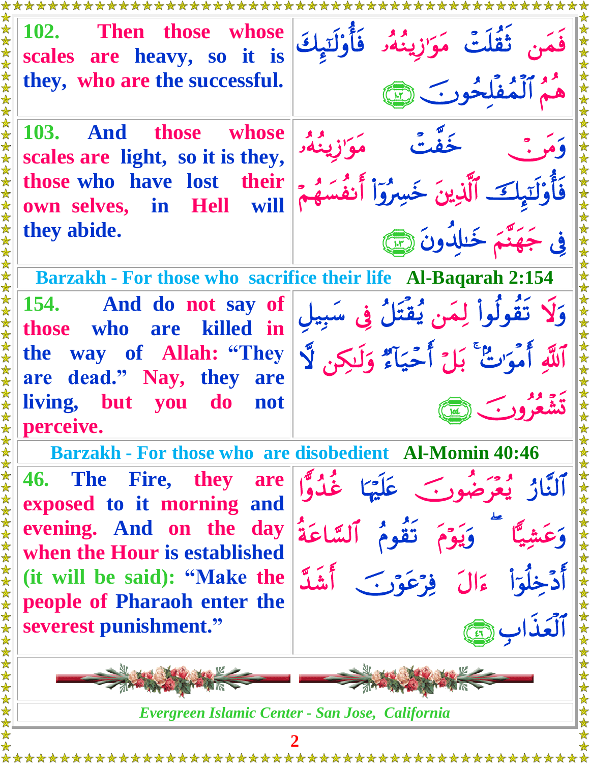| | |
|---|---|
| **102. Then those whose scales are heavy, so it is they, who are the successful.** | فَمَن ثَقُلَتْ مَوَٰزِينُهُۥ فَأُو۟لَٰٓئِكَ هُمُ ٱلْمُفْلِحُونَ ﴿١٠٢﴾ |
| **103. And those whose scales are light, so it is they, those who have lost their own selves, in Hell will they abide.** | وَمَنْ خَفَّتْ مَوَٰزِينُهُۥ فَأُو۟لَٰٓئِكَ ٱلَّذِينَ خَسِرُوٓا۟ أَنفُسَهُمْ فِى جَهَنَّمَ خَٰلِدُونَ ﴿١٠٣﴾ |

**Barzakh - For those who sacrifice their life Al-Baqarah 2:154**

| | |
|---|---|
| **154. And do not say of those who are killed in the way of Allah: "They are dead." Nay, they are living, but you do not perceive.** | وَلَا تَقُولُوا۟ لِمَن يُقْتَلُ فِى سَبِيلِ ٱللَّهِ أَمْوَٰتٌۢ ۚ بَلْ أَحْيَآءٌ وَلَٰكِن لَّا تَشْعُرُونَ ﴿١٥٤﴾ |

**Barzakh - For those who are disobedient Al-Momin 40:46**

| | |
|---|---|
| **46. The Fire, they are exposed to it morning and evening. And on the day when the Hour is established (it will be said): "Make the people of Pharaoh enter the severest punishment."** | ٱلنَّارُ يُعْرَضُونَ عَلَيْهَا غُدُوًّا وَعَشِيًّا ۖ وَيَوْمَ تَقُومُ ٱلسَّاعَةُ أَدْخِلُوٓا۟ ءَالَ فِرْعَوْنَ أَشَدَّ ٱلْعَذَابِ ﴿٤٦﴾ |

*Evergreen Islamic Center - San Jose, California*